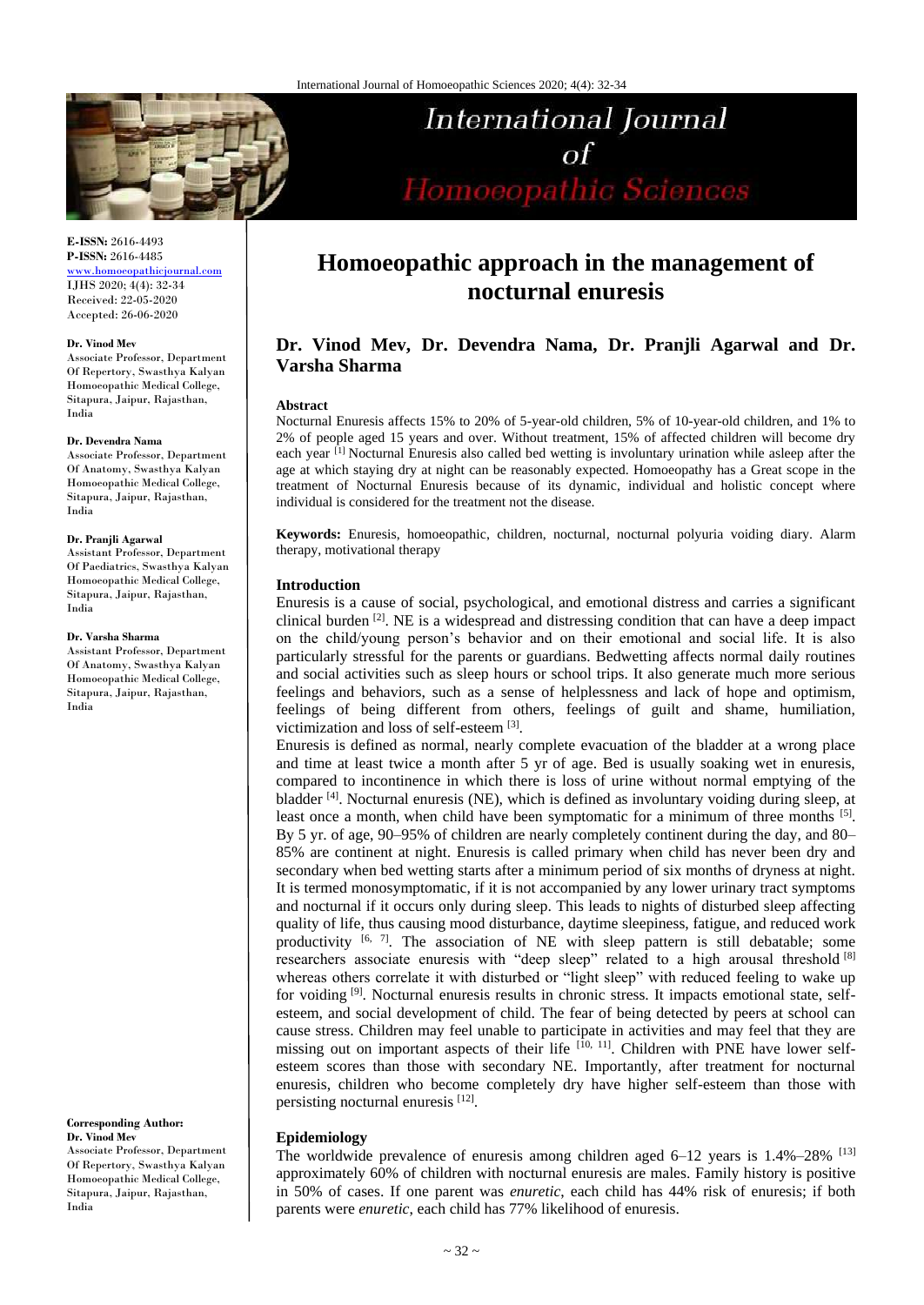# Homoeopathic approach in the management of nocturnal enuresis

**Dr. Vinod Mev, Dr. Devendra Nama, Dr. Pranjli Agarwal and Dr. Varsha Sharma**

E-ISSN: 2616-4493
P-ISSN: 2616-4485
www.homoeopathicjournal.com
IJHS 2020; 4(4): 32-34
Received: 22-05-2020
Accepted: 26-06-2020

**Dr. Vinod Mev**
Associate Professor, Department Of Repertory, Swasthya Kalyan Homoeopathic Medical College, Sitapura, Jaipur, Rajasthan, India

**Dr. Devendra Nama**
Associate Professor, Department Of Anatomy, Swasthya Kalyan Homoeopathic Medical College, Sitapura, Jaipur, Rajasthan, India

**Dr. Pranjli Agarwal**
Assistant Professor, Department Of Paediatrics, Swasthya Kalyan Homoeopathic Medical College, Sitapura, Jaipur, Rajasthan, India

**Dr. Varsha Sharma**
Assistant Professor, Department Of Anatomy, Swasthya Kalyan Homoeopathic Medical College, Sitapura, Jaipur, Rajasthan, India

**Corresponding Author:**
**Dr. Vinod Mev**
Associate Professor, Department Of Repertory, Swasthya Kalyan Homoeopathic Medical College, Sitapura, Jaipur, Rajasthan, India

#### Abstract

Nocturnal Enuresis affects 15% to 20% of 5-year-old children, 5% of 10-year-old children, and 1% to 2% of people aged 15 years and over. Without treatment, 15% of affected children will become dry each year [1] Nocturnal Enuresis also called bed wetting is involuntary urination while asleep after the age at which staying dry at night can be reasonably expected. Homoeopathy has a Great scope in the treatment of Nocturnal Enuresis because of its dynamic, individual and holistic concept where individual is considered for the treatment not the disease.

**Keywords:** Enuresis, homoeopathic, children, nocturnal, nocturnal polyuria voiding diary. Alarm therapy, motivational therapy

#### Introduction

Enuresis is a cause of social, psychological, and emotional distress and carries a significant clinical burden [2]. NE is a widespread and distressing condition that can have a deep impact on the child/young person's behavior and on their emotional and social life. It is also particularly stressful for the parents or guardians. Bedwetting affects normal daily routines and social activities such as sleep hours or school trips. It also generate much more serious feelings and behaviors, such as a sense of helplessness and lack of hope and optimism, feelings of being different from others, feelings of guilt and shame, humiliation, victimization and loss of self-esteem [3].

Enuresis is defined as normal, nearly complete evacuation of the bladder at a wrong place and time at least twice a month after 5 yr of age. Bed is usually soaking wet in enuresis, compared to incontinence in which there is loss of urine without normal emptying of the bladder [4]. Nocturnal enuresis (NE), which is defined as involuntary voiding during sleep, at least once a month, when child have been symptomatic for a minimum of three months [5]. By 5 yr. of age, 90–95% of children are nearly completely continent during the day, and 80–85% are continent at night. Enuresis is called primary when child has never been dry and secondary when bed wetting starts after a minimum period of six months of dryness at night. It is termed monosymptomatic, if it is not accompanied by any lower urinary tract symptoms and nocturnal if it occurs only during sleep. This leads to nights of disturbed sleep affecting quality of life, thus causing mood disturbance, daytime sleepiness, fatigue, and reduced work productivity [6, 7]. The association of NE with sleep pattern is still debatable; some researchers associate enuresis with "deep sleep" related to a high arousal threshold [8] whereas others correlate it with disturbed or "light sleep" with reduced feeling to wake up for voiding [9]. Nocturnal enuresis results in chronic stress. It impacts emotional state, self-esteem, and social development of child. The fear of being detected by peers at school can cause stress. Children may feel unable to participate in activities and may feel that they are missing out on important aspects of their life [10, 11]. Children with PNE have lower self-esteem scores than those with secondary NE. Importantly, after treatment for nocturnal enuresis, children who become completely dry have higher self-esteem than those with persisting nocturnal enuresis [12].

#### Epidemiology

The worldwide prevalence of enuresis among children aged 6–12 years is 1.4%–28% [13] approximately 60% of children with nocturnal enuresis are males. Family history is positive in 50% of cases. If one parent was *enuretic*, each child has 44% risk of enuresis; if both parents were *enuretic*, each child has 77% likelihood of enuresis.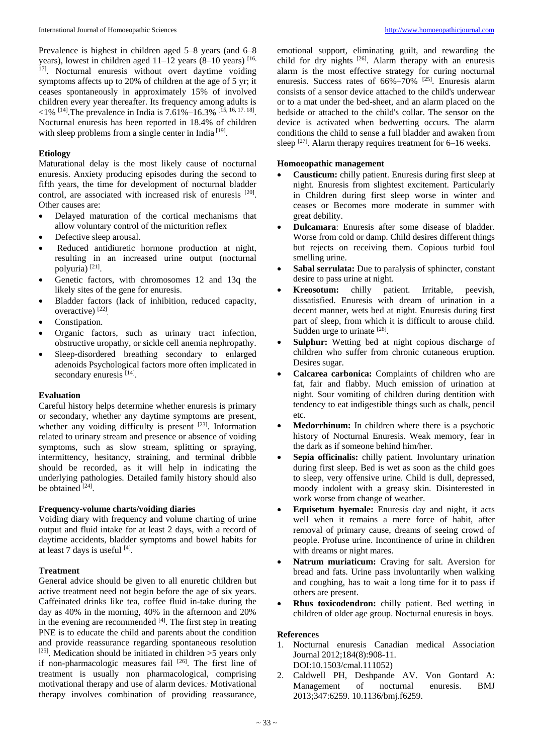Prevalence is highest in children aged 5–8 years (and 6–8 years), lowest in children aged 11–12 years (8–10 years) [16, 17]. Nocturnal enuresis without overt daytime voiding symptoms affects up to 20% of children at the age of 5 yr; it ceases spontaneously in approximately 15% of involved children every year thereafter. Its frequency among adults is <1% [14].The prevalence in India is 7.61%–16.3% [15, 16, 17, 18]. Nocturnal enuresis has been reported in 18.4% of children with sleep problems from a single center in India [19].

### Etiology

Maturational delay is the most likely cause of nocturnal enuresis. Anxiety producing episodes during the second to fifth years, the time for development of nocturnal bladder control, are associated with increased risk of enuresis [20]. Other causes are:

- Delayed maturation of the cortical mechanisms that allow voluntary control of the micturition reflex
- Defective sleep arousal.
- Reduced antidiuretic hormone production at night, resulting in an increased urine output (nocturnal polyuria) [21].
- Genetic factors, with chromosomes 12 and 13q the likely sites of the gene for enuresis.
- Bladder factors (lack of inhibition, reduced capacity, overactive) [22].
- Constipation.
- Organic factors, such as urinary tract infection, obstructive uropathy, or sickle cell anemia nephropathy.
- Sleep-disordered breathing secondary to enlarged adenoids Psychological factors more often implicated in secondary enuresis [14].

### Evaluation

Careful history helps determine whether enuresis is primary or secondary, whether any daytime symptoms are present, whether any voiding difficulty is present [23]. Information related to urinary stream and presence or absence of voiding symptoms, such as slow stream, splitting or spraying, intermittency, hesitancy, straining, and terminal dribble should be recorded, as it will help in indicating the underlying pathologies. Detailed family history should also be obtained [24].

### Frequency-volume charts/voiding diaries

Voiding diary with frequency and volume charting of urine output and fluid intake for at least 2 days, with a record of daytime accidents, bladder symptoms and bowel habits for at least 7 days is useful [4].

### Treatment

General advice should be given to all enuretic children but active treatment need not begin before the age of six years. Caffeinated drinks like tea, coffee fluid in-take during the day as 40% in the morning, 40% in the afternoon and 20% in the evening are recommended [4]. The first step in treating PNE is to educate the child and parents about the condition and provide reassurance regarding spontaneous resolution [25]. Medication should be initiated in children >5 years only if non-pharmacologic measures fail [26]. The first line of treatment is usually non pharmacological, comprising motivational therapy and use of alarm devices. Motivational therapy involves combination of providing reassurance, emotional support, eliminating guilt, and rewarding the child for dry nights [26]. Alarm therapy with an enuresis alarm is the most effective strategy for curing nocturnal enuresis. Success rates of 66%–70% [25]. Enuresis alarm consists of a sensor device attached to the child's underwear or to a mat under the bed-sheet, and an alarm placed on the bedside or attached to the child's collar. The sensor on the device is activated when bedwetting occurs. The alarm conditions the child to sense a full bladder and awaken from sleep [27]. Alarm therapy requires treatment for 6–16 weeks.

### Homoeopathic management

- **Causticum:** chilly patient. Enuresis during first sleep at night. Enuresis from slightest excitement. Particularly in Children during first sleep worse in winter and ceases or Becomes more moderate in summer with great debility.
- **Dulcamara**: Enuresis after some disease of bladder. Worse from cold or damp. Child desires different things but rejects on receiving them. Copious turbid foul smelling urine.
- **Sabal serrulata:** Due to paralysis of sphincter, constant desire to pass urine at night.
- **Kreosotum:** chilly patient. Irritable, peevish, dissatisfied. Enuresis with dream of urination in a decent manner, wets bed at night. Enuresis during first part of sleep, from which it is difficult to arouse child. Sudden urge to urinate [28].
- **Sulphur:** Wetting bed at night copious discharge of children who suffer from chronic cutaneous eruption. Desires sugar.
- **Calcarea carbonica:** Complaints of children who are fat, fair and flabby. Much emission of urination at night. Sour vomiting of children during dentition with tendency to eat indigestible things such as chalk, pencil etc.
- **Medorrhinum:** In children where there is a psychotic history of Nocturnal Enuresis. Weak memory, fear in the dark as if someone behind him/her.
- **Sepia officinalis:** chilly patient. Involuntary urination during first sleep. Bed is wet as soon as the child goes to sleep, very offensive urine. Child is dull, depressed, moody indolent with a greasy skin. Disinterested in work worse from change of weather.
- **Equisetum hyemale:** Enuresis day and night, it acts well when it remains a mere force of habit, after removal of primary cause, dreams of seeing crowd of people. Profuse urine. Incontinence of urine in children with dreams or night mares.
- **Natrum muriaticum:** Craving for salt. Aversion for bread and fats. Urine pass involuntarily when walking and coughing, has to wait a long time for it to pass if others are present.
- **Rhus toxicodendron:** chilly patient. Bed wetting in children of older age group. Nocturnal enuresis in boys.

### References

1. Nocturnal enuresis Canadian medical Association Journal 2012;184(8):908-11. DOI:10.1503/cmal.111052)
2. Caldwell PH, Deshpande AV. Von Gontard A: Management of nocturnal enuresis. BMJ 2013;347:6259. 10.1136/bmj.f6259.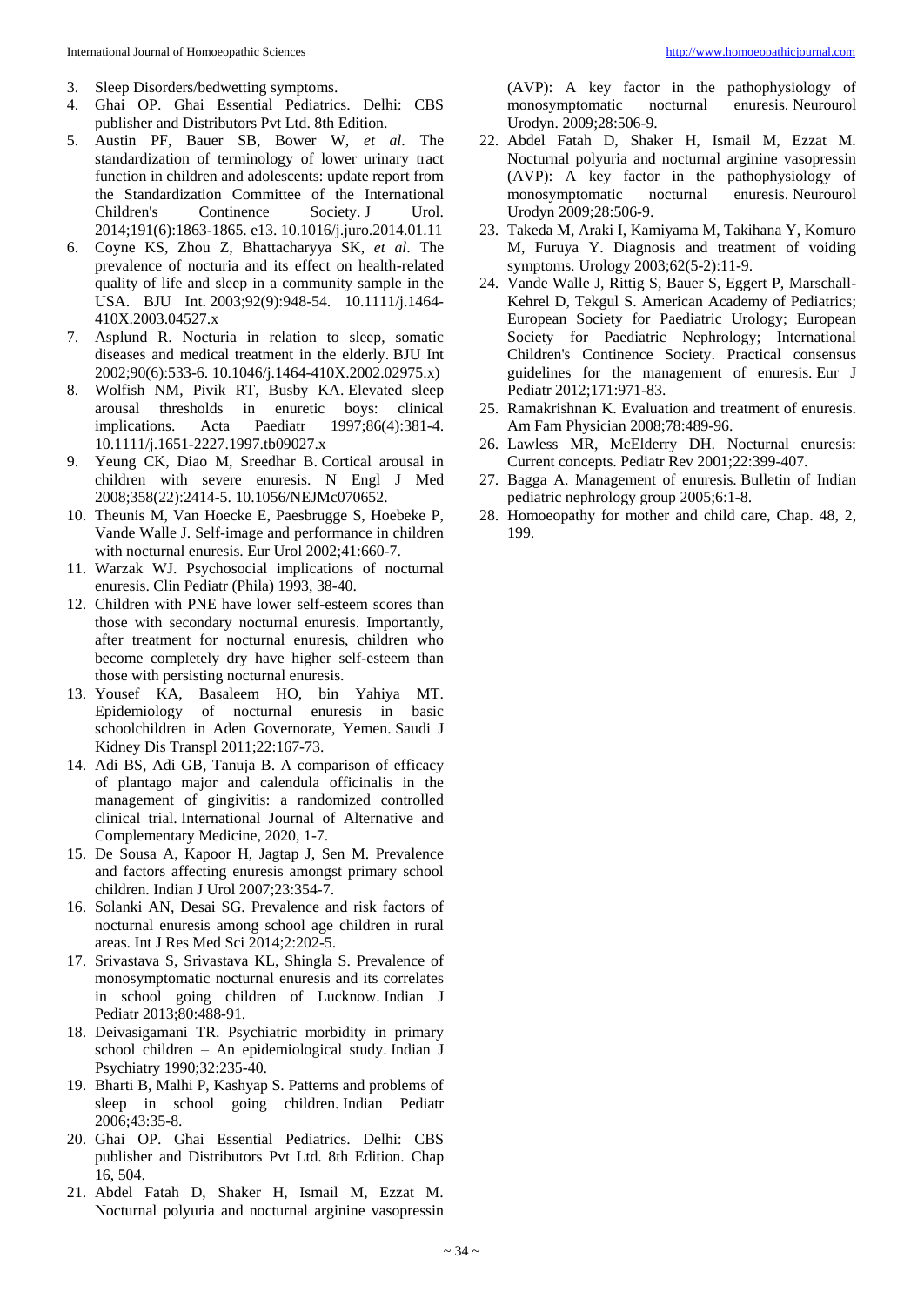3. Sleep Disorders/bedwetting symptoms.
4. Ghai OP. Ghai Essential Pediatrics. Delhi: CBS publisher and Distributors Pvt Ltd. 8th Edition.
5. Austin PF, Bauer SB, Bower W, *et al*. The standardization of terminology of lower urinary tract function in children and adolescents: update report from the Standardization Committee of the International Children's Continence Society. J Urol. 2014;191(6):1863-1865. e13. 10.1016/j.juro.2014.01.11
6. Coyne KS, Zhou Z, Bhattacharyya SK, *et al*. The prevalence of nocturia and its effect on health-related quality of life and sleep in a community sample in the USA. BJU Int. 2003;92(9):948-54. 10.1111/j.1464-410X.2003.04527.x
7. Asplund R. Nocturia in relation to sleep, somatic diseases and medical treatment in the elderly. BJU Int 2002;90(6):533-6. 10.1046/j.1464-410X.2002.02975.x)
8. Wolfish NM, Pivik RT, Busby KA. Elevated sleep arousal thresholds in enuretic boys: clinical implications. Acta Paediatr 1997;86(4):381-4. 10.1111/j.1651-2227.1997.tb09027.x
9. Yeung CK, Diao M, Sreedhar B. Cortical arousal in children with severe enuresis. N Engl J Med 2008;358(22):2414-5. 10.1056/NEJMc070652.
10. Theunis M, Van Hoecke E, Paesbrugge S, Hoebeke P, Vande Walle J. Self-image and performance in children with nocturnal enuresis. Eur Urol 2002;41:660-7.
11. Warzak WJ. Psychosocial implications of nocturnal enuresis. Clin Pediatr (Phila) 1993, 38-40.
12. Children with PNE have lower self-esteem scores than those with secondary nocturnal enuresis. Importantly, after treatment for nocturnal enuresis, children who become completely dry have higher self-esteem than those with persisting nocturnal enuresis.
13. Yousef KA, Basaleem HO, bin Yahiya MT. Epidemiology of nocturnal enuresis in basic schoolchildren in Aden Governorate, Yemen. Saudi J Kidney Dis Transpl 2011;22:167-73.
14. Adi BS, Adi GB, Tanuja B. A comparison of efficacy of plantago major and calendula officinalis in the management of gingivitis: a randomized controlled clinical trial. International Journal of Alternative and Complementary Medicine, 2020, 1-7.
15. De Sousa A, Kapoor H, Jagtap J, Sen M. Prevalence and factors affecting enuresis amongst primary school children. Indian J Urol 2007;23:354-7.
16. Solanki AN, Desai SG. Prevalence and risk factors of nocturnal enuresis among school age children in rural areas. Int J Res Med Sci 2014;2:202-5.
17. Srivastava S, Srivastava KL, Shingla S. Prevalence of monosymptomatic nocturnal enuresis and its correlates in school going children of Lucknow. Indian J Pediatr 2013;80:488-91.
18. Deivasigamani TR. Psychiatric morbidity in primary school children – An epidemiological study. Indian J Psychiatry 1990;32:235-40.
19. Bharti B, Malhi P, Kashyap S. Patterns and problems of sleep in school going children. Indian Pediatr 2006;43:35-8.
20. Ghai OP. Ghai Essential Pediatrics. Delhi: CBS publisher and Distributors Pvt Ltd. 8th Edition. Chap 16, 504.
21. Abdel Fatah D, Shaker H, Ismail M, Ezzat M. Nocturnal polyuria and nocturnal arginine vasopressin (AVP): A key factor in the pathophysiology of monosymptomatic nocturnal enuresis. Neurourol Urodyn. 2009;28:506-9.
22. Abdel Fatah D, Shaker H, Ismail M, Ezzat M. Nocturnal polyuria and nocturnal arginine vasopressin (AVP): A key factor in the pathophysiology of monosymptomatic nocturnal enuresis. Neurourol Urodyn 2009;28:506-9.
23. Takeda M, Araki I, Kamiyama M, Takihana Y, Komuro M, Furuya Y. Diagnosis and treatment of voiding symptoms. Urology 2003;62(5-2):11-9.
24. Vande Walle J, Rittig S, Bauer S, Eggert P, Marschall-Kehrel D, Tekgul S. American Academy of Pediatrics; European Society for Paediatric Urology; European Society for Paediatric Nephrology; International Children's Continence Society. Practical consensus guidelines for the management of enuresis. Eur J Pediatr 2012;171:971-83.
25. Ramakrishnan K. Evaluation and treatment of enuresis. Am Fam Physician 2008;78:489-96.
26. Lawless MR, McElderry DH. Nocturnal enuresis: Current concepts. Pediatr Rev 2001;22:399-407.
27. Bagga A. Management of enuresis. Bulletin of Indian pediatric nephrology group 2005;6:1-8.
28. Homoeopathy for mother and child care, Chap. 48, 2, 199.